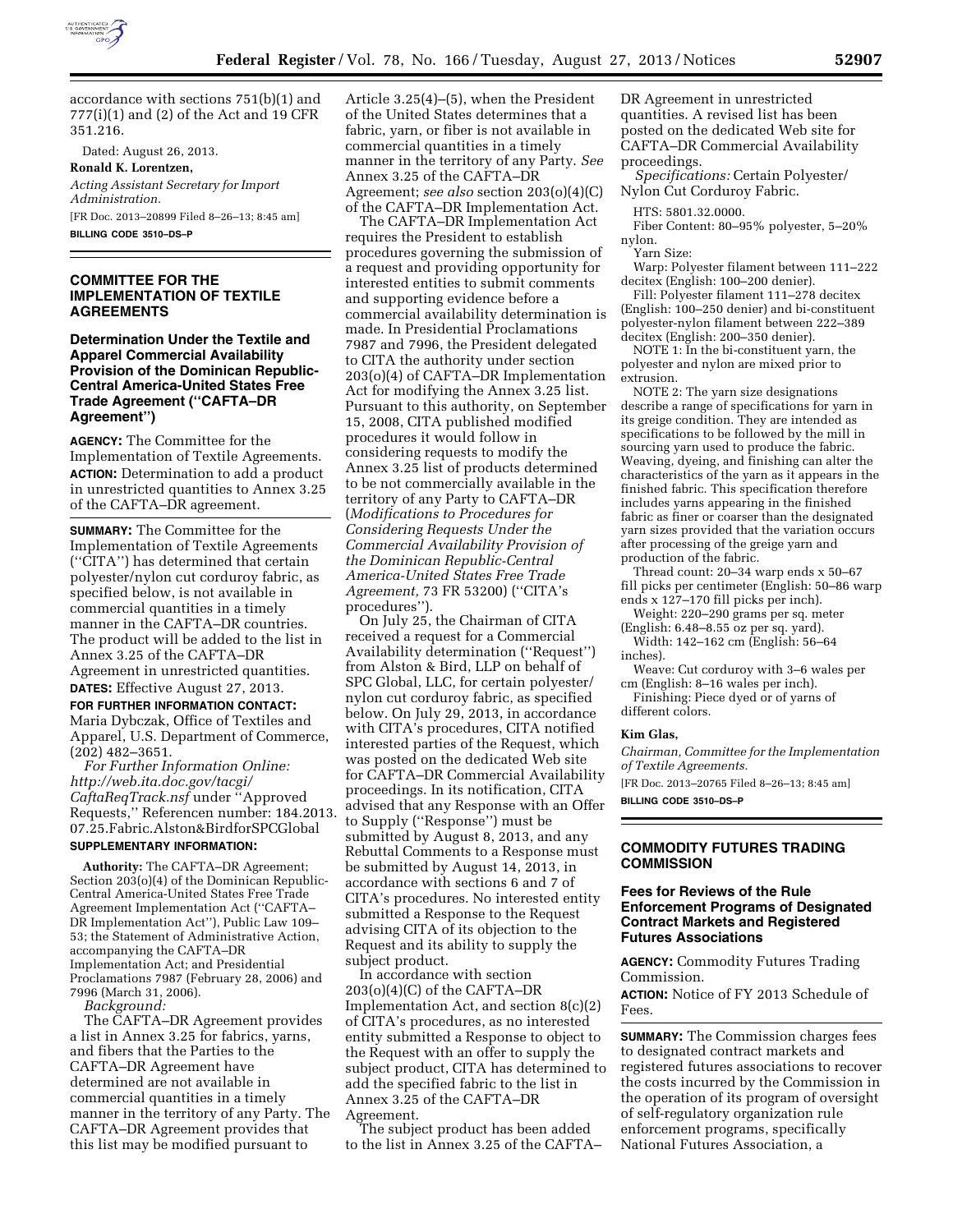accordance with sections 751(b)(1) and 777(i)(1) and (2) of the Act and 19 CFR 351.216.

Dated: August 26, 2013.

**Ronald K. Lorentzen,**

*Acting Assistant Secretary for Import Administration.*

[FR Doc. 2013–20899 Filed 8–26–13; 8:45 am]

**BILLING CODE 3510–DS–P**

## COMMITTEE FOR THE IMPLEMENTATION OF TEXTILE AGREEMENTS

### Determination Under the Textile and Apparel Commercial Availability Provision of the Dominican Republic-Central America-United States Free Trade Agreement ("CAFTA–DR Agreement")

**AGENCY:** The Committee for the Implementation of Textile Agreements.

**ACTION:** Determination to add a product in unrestricted quantities to Annex 3.25 of the CAFTA–DR agreement.

**SUMMARY:** The Committee for the Implementation of Textile Agreements ("CITA") has determined that certain polyester/nylon cut corduroy fabric, as specified below, is not available in commercial quantities in a timely manner in the CAFTA–DR countries. The product will be added to the list in Annex 3.25 of the CAFTA–DR Agreement in unrestricted quantities.

**DATES:** Effective August 27, 2013.

**FOR FURTHER INFORMATION CONTACT:** Maria Dybczak, Office of Textiles and Apparel, U.S. Department of Commerce, (202) 482–3651.

*For Further Information Online: http://web.ita.doc.gov/tacgi/CaftaReqTrack.nsf* under "Approved Requests," Referencen number: 184.2013.07.25.Fabric.Alston&BirdforSPCGlobal

**SUPPLEMENTARY INFORMATION:**

**Authority:** The CAFTA–DR Agreement; Section 203(o)(4) of the Dominican Republic-Central America-United States Free Trade Agreement Implementation Act ("CAFTA–DR Implementation Act"), Public Law 109–53; the Statement of Administrative Action, accompanying the CAFTA–DR Implementation Act; and Presidential Proclamations 7987 (February 28, 2006) and 7996 (March 31, 2006).

*Background:*

The CAFTA–DR Agreement provides a list in Annex 3.25 for fabrics, yarns, and fibers that the Parties to the CAFTA–DR Agreement have determined are not available in commercial quantities in a timely manner in the territory of any Party. The CAFTA–DR Agreement provides that this list may be modified pursuant to Article 3.25(4)–(5), when the President of the United States determines that a fabric, yarn, or fiber is not available in commercial quantities in a timely manner in the territory of any Party. *See* Annex 3.25 of the CAFTA–DR Agreement; *see also* section 203(o)(4)(C) of the CAFTA–DR Implementation Act.

The CAFTA–DR Implementation Act requires the President to establish procedures governing the submission of a request and providing opportunity for interested entities to submit comments and supporting evidence before a commercial availability determination is made. In Presidential Proclamations 7987 and 7996, the President delegated to CITA the authority under section 203(o)(4) of CAFTA–DR Implementation Act for modifying the Annex 3.25 list. Pursuant to this authority, on September 15, 2008, CITA published modified procedures it would follow in considering requests to modify the Annex 3.25 list of products determined to be not commercially available in the territory of any Party to CAFTA–DR (*Modifications to Procedures for Considering Requests Under the Commercial Availability Provision of the Dominican Republic-Central America-United States Free Trade Agreement,* 73 FR 53200) ("CITA's procedures").

On July 25, the Chairman of CITA received a request for a Commercial Availability determination ("Request") from Alston & Bird, LLP on behalf of SPC Global, LLC, for certain polyester/nylon cut corduroy fabric, as specified below. On July 29, 2013, in accordance with CITA's procedures, CITA notified interested parties of the Request, which was posted on the dedicated Web site for CAFTA–DR Commercial Availability proceedings. In its notification, CITA advised that any Response with an Offer to Supply ("Response") must be submitted by August 8, 2013, and any Rebuttal Comments to a Response must be submitted by August 14, 2013, in accordance with sections 6 and 7 of CITA's procedures. No interested entity submitted a Response to the Request advising CITA of its objection to the Request and its ability to supply the subject product.

In accordance with section 203(o)(4)(C) of the CAFTA–DR Implementation Act, and section 8(c)(2) of CITA's procedures, as no interested entity submitted a Response to object to the Request with an offer to supply the subject product, CITA has determined to add the specified fabric to the list in Annex 3.25 of the CAFTA–DR Agreement.

The subject product has been added to the list in Annex 3.25 of the CAFTA–DR Agreement in unrestricted quantities. A revised list has been posted on the dedicated Web site for CAFTA–DR Commercial Availability proceedings.

*Specifications:* Certain Polyester/Nylon Cut Corduroy Fabric.

HTS: 5801.32.0000.

Fiber Content: 80–95% polyester, 5–20% nylon.

Yarn Size:

Warp: Polyester filament between 111–222 decitex (English: 100–200 denier).

Fill: Polyester filament 111–278 decitex (English: 100–250 denier) and bi-constituent polyester-nylon filament between 222–389 decitex (English: 200–350 denier).

NOTE 1: In the bi-constituent yarn, the polyester and nylon are mixed prior to extrusion.

NOTE 2: The yarn size designations describe a range of specifications for yarn in its greige condition. They are intended as specifications to be followed by the mill in sourcing yarn used to produce the fabric. Weaving, dyeing, and finishing can alter the characteristics of the yarn as it appears in the finished fabric. This specification therefore includes yarns appearing in the finished fabric as finer or coarser than the designated yarn sizes provided that the variation occurs after processing of the greige yarn and production of the fabric.

Thread count: 20–34 warp ends x 50–67 fill picks per centimeter (English: 50–86 warp ends x 127–170 fill picks per inch).

Weight: 220–290 grams per sq. meter (English: 6.48–8.55 oz per sq. yard).

Width: 142–162 cm (English: 56–64 inches).

Weave: Cut corduroy with 3–6 wales per cm (English: 8–16 wales per inch).

Finishing: Piece dyed or of yarns of different colors.

**Kim Glas,**

*Chairman, Committee for the Implementation of Textile Agreements.*

[FR Doc. 2013–20765 Filed 8–26–13; 8:45 am]

**BILLING CODE 3510–DS–P**

## COMMODITY FUTURES TRADING COMMISSION

### Fees for Reviews of the Rule Enforcement Programs of Designated Contract Markets and Registered Futures Associations

**AGENCY:** Commodity Futures Trading Commission.

**ACTION:** Notice of FY 2013 Schedule of Fees.

**SUMMARY:** The Commission charges fees to designated contract markets and registered futures associations to recover the costs incurred by the Commission in the operation of its program of oversight of self-regulatory organization rule enforcement programs, specifically National Futures Association, a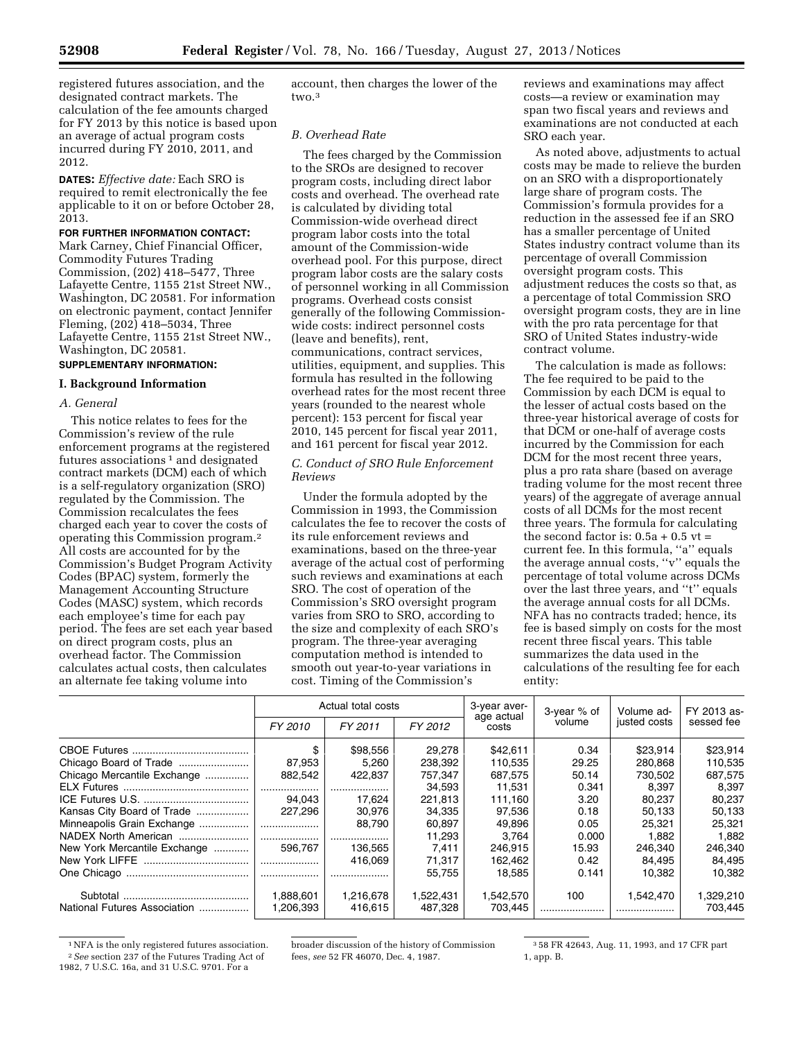registered futures association, and the designated contract markets. The calculation of the fee amounts charged for FY 2013 by this notice is based upon an average of actual program costs incurred during FY 2010, 2011, and 2012.

**DATES:** *Effective date:* Each SRO is required to remit electronically the fee applicable to it on or before October 28, 2013.

**FOR FURTHER INFORMATION CONTACT:** Mark Carney, Chief Financial Officer, Commodity Futures Trading Commission, (202) 418–5477, Three Lafayette Centre, 1155 21st Street NW., Washington, DC 20581. For information on electronic payment, contact Jennifer Fleming, (202) 418–5034, Three Lafayette Centre, 1155 21st Street NW., Washington, DC 20581.

**SUPPLEMENTARY INFORMATION:**

## I. Background Information

### *A. General*

This notice relates to fees for the Commission's review of the rule enforcement programs at the registered futures associations [1] and designated contract markets (DCM) each of which is a self-regulatory organization (SRO) regulated by the Commission. The Commission recalculates the fees charged each year to cover the costs of operating this Commission program.[2] All costs are accounted for by the Commission's Budget Program Activity Codes (BPAC) system, formerly the Management Accounting Structure Codes (MASC) system, which records each employee's time for each pay period. The fees are set each year based on direct program costs, plus an overhead factor. The Commission calculates actual costs, then calculates an alternate fee taking volume into account, then charges the lower of the two.[3]

### *B. Overhead Rate*

The fees charged by the Commission to the SROs are designed to recover program costs, including direct labor costs and overhead. The overhead rate is calculated by dividing total Commission-wide overhead direct program labor costs into the total amount of the Commission-wide overhead pool. For this purpose, direct program labor costs are the salary costs of personnel working in all Commission programs. Overhead costs consist generally of the following Commission-wide costs: indirect personnel costs (leave and benefits), rent, communications, contract services, utilities, equipment, and supplies. This formula has resulted in the following overhead rates for the most recent three years (rounded to the nearest whole percent): 153 percent for fiscal year 2010, 145 percent for fiscal year 2011, and 161 percent for fiscal year 2012.

### *C. Conduct of SRO Rule Enforcement Reviews*

Under the formula adopted by the Commission in 1993, the Commission calculates the fee to recover the costs of its rule enforcement reviews and examinations, based on the three-year average of the actual cost of performing such reviews and examinations at each SRO. The cost of operation of the Commission's SRO oversight program varies from SRO to SRO, according to the size and complexity of each SRO's program. The three-year averaging computation method is intended to smooth out year-to-year variations in cost. Timing of the Commission's reviews and examinations may affect costs—a review or examination may span two fiscal years and reviews and examinations are not conducted at each SRO each year.

As noted above, adjustments to actual costs may be made to relieve the burden on an SRO with a disproportionately large share of program costs. The Commission's formula provides for a reduction in the assessed fee if an SRO has a smaller percentage of United States industry contract volume than its percentage of overall Commission oversight program costs. This adjustment reduces the costs so that, as a percentage of total Commission SRO oversight program costs, they are in line with the pro rata percentage for that SRO of United States industry-wide contract volume.

The calculation is made as follows: The fee required to be paid to the Commission by each DCM is equal to the lesser of actual costs based on the three-year historical average of costs for that DCM or one-half of average costs incurred by the Commission for each DCM for the most recent three years, plus a pro rata share (based on average trading volume for the most recent three years) of the aggregate of average annual costs of all DCMs for the most recent three years. The formula for calculating the second factor is: $0.5a + 0.5\ vt$ = current fee. In this formula, "a" equals the average annual costs, "v" equals the percentage of total volume across DCMs over the last three years, and "t" equals the average annual costs for all DCMs. NFA has no contracts traded; hence, its fee is based simply on costs for the most recent three fiscal years. This table summarizes the data used in the calculations of the resulting fee for each entity:

| | Actual total costs | | | 3-year average actual costs | 3-year % of volume | Volume adjusted costs | FY 2013 assessed fee |
|---|---|---|---|---|---|---|---|
| | FY 2010 | FY 2011 | FY 2012 | | | | |
| CBOE Futures | $ | $98,556 | 29,278 | $42,611 | 0.34 | $23,914 | $23,914 |
| Chicago Board of Trade | 87,953 | 5,260 | 238,392 | 110,535 | 29.25 | 280,868 | 110,535 |
| Chicago Mercantile Exchange | 882,542 | 422,837 | 757,347 | 687,575 | 50.14 | 730,502 | 687,575 |
| ELX Futures | | | 34,593 | 11,531 | 0.341 | 8,397 | 8,397 |
| ICE Futures U.S. | 94,043 | 17,624 | 221,813 | 111,160 | 3.20 | 80,237 | 80,237 |
| Kansas City Board of Trade | 227,296 | 30,976 | 34,335 | 97,536 | 0.18 | 50,133 | 50,133 |
| Minneapolis Grain Exchange | | 88,790 | 60,897 | 49,896 | 0.05 | 25,321 | 25,321 |
| NADEX North American | | | 11,293 | 3,764 | 0.000 | 1,882 | 1,882 |
| New York Mercantile Exchange | 596,767 | 136,565 | 7,411 | 246,915 | 15.93 | 246,340 | 246,340 |
| New York LIFFE | | 416,069 | 71,317 | 162,462 | 0.42 | 84,495 | 84,495 |
| One Chicago | | | 55,755 | 18,585 | 0.141 | 10,382 | 10,382 |
| Subtotal | 1,888,601 | 1,216,678 | 1,522,431 | 1,542,570 | 100 | 1,542,470 | 1,329,210 |
| National Futures Association | 1,206,393 | 416,615 | 487,328 | 703,445 | | | 703,445 |

---

[1] NFA is the only registered futures association.

[2] *See* section 237 of the Futures Trading Act of 1982, 7 U.S.C. 16a, and 31 U.S.C. 9701. For a broader discussion of the history of Commission fees, *see* 52 FR 46070, Dec. 4, 1987.

[3] 58 FR 42643, Aug. 11, 1993, and 17 CFR part 1, app. B.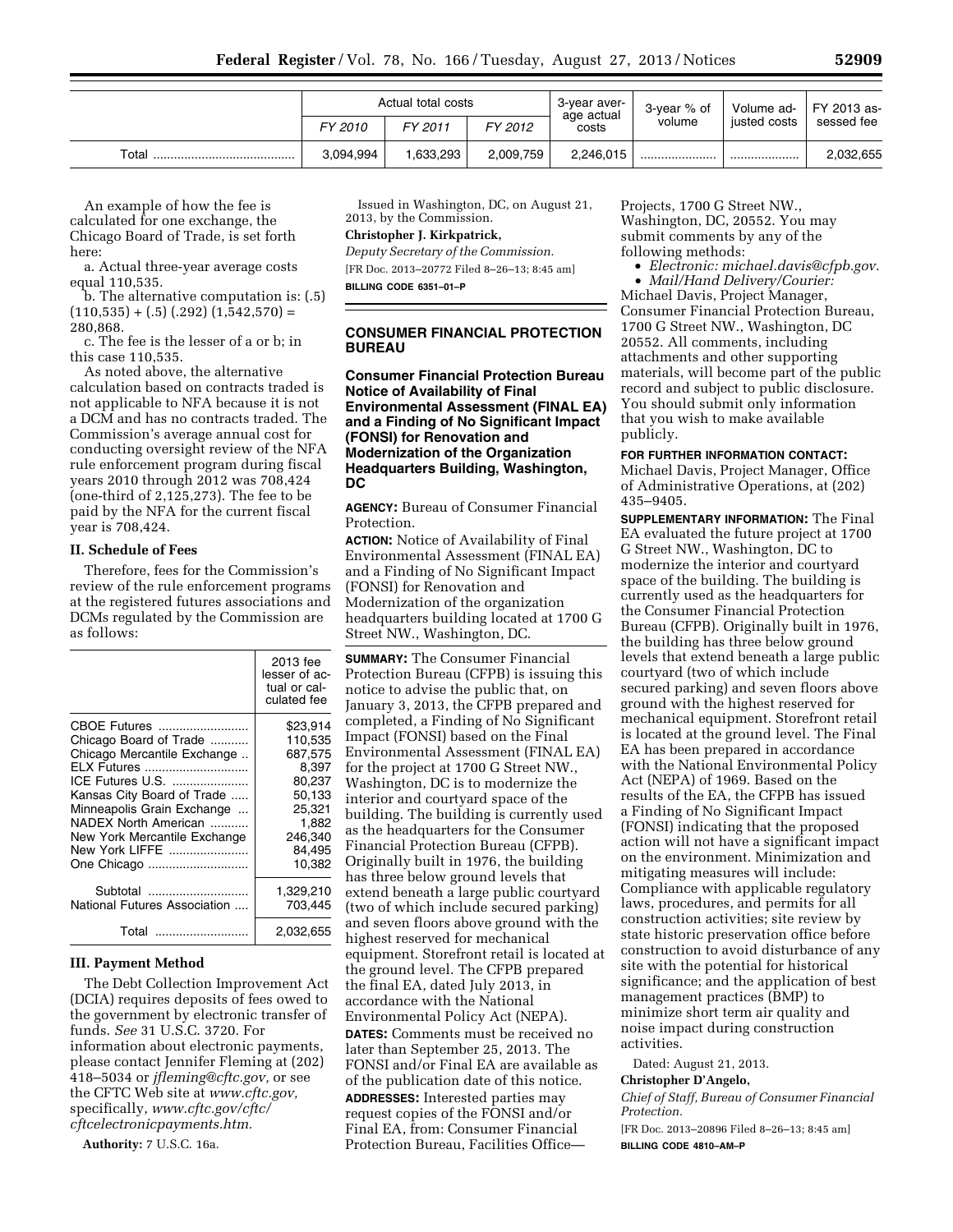| | Actual total costs | | | 3-year average actual costs | 3-year % of volume | Volume adjusted costs | FY 2013 assessed fee |
|---|---|---|---|---|---|---|---|
| | FY 2010 | FY 2011 | FY 2012 | | | | |
| Total | 3,094,994 | 1,633,293 | 2,009,759 | 2,246,015 | | | 2,032,655 |

An example of how the fee is calculated for one exchange, the Chicago Board of Trade, is set forth here:

a. Actual three-year average costs equal 110,535.

b. The alternative computation is: (.5) (110,535) + (.5) (.292) (1,542,570) = 280,868.

c. The fee is the lesser of a or b; in this case 110,535.

As noted above, the alternative calculation based on contracts traded is not applicable to NFA because it is not a DCM and has no contracts traded. The Commission's average annual cost for conducting oversight review of the NFA rule enforcement program during fiscal years 2010 through 2012 was 708,424 (one-third of 2,125,273). The fee to be paid by the NFA for the current fiscal year is 708,424.

## II. Schedule of Fees

Therefore, fees for the Commission's review of the rule enforcement programs at the registered futures associations and DCMs regulated by the Commission are as follows:

| | 2013 fee lesser of actual or calculated fee |
|---|---|
| CBOE Futures | $23,914 |
| Chicago Board of Trade | 110,535 |
| Chicago Mercantile Exchange | 687,575 |
| ELX Futures | 8,397 |
| ICE Futures U.S. | 80,237 |
| Kansas City Board of Trade | 50,133 |
| Minneapolis Grain Exchange | 25,321 |
| NADEX North American | 1,882 |
| New York Mercantile Exchange | 246,340 |
| New York LIFFE | 84,495 |
| One Chicago | 10,382 |
| Subtotal | 1,329,210 |
| National Futures Association | 703,445 |
| Total | 2,032,655 |

## III. Payment Method

The Debt Collection Improvement Act (DCIA) requires deposits of fees owed to the government by electronic transfer of funds. *See* 31 U.S.C. 3720. For information about electronic payments, please contact Jennifer Fleming at (202) 418–5034 or *jfleming@cftc.gov,* or see the CFTC Web site at *www.cftc.gov,* specifically, *www.cftc.gov/cftc/cftcelectronicpayments.htm.*

**Authority:** 7 U.S.C. 16a.

Issued in Washington, DC, on August 21, 2013, by the Commission.

**Christopher J. Kirkpatrick,**

*Deputy Secretary of the Commission.*

[FR Doc. 2013–20772 Filed 8–26–13; 8:45 am]

**BILLING CODE 6351–01–P**

---

# CONSUMER FINANCIAL PROTECTION BUREAU

## Consumer Financial Protection Bureau Notice of Availability of Final Environmental Assessment (FINAL EA) and a Finding of No Significant Impact (FONSI) for Renovation and Modernization of the Organization Headquarters Building, Washington, DC

**AGENCY:** Bureau of Consumer Financial Protection.

**ACTION:** Notice of Availability of Final Environmental Assessment (FINAL EA) and a Finding of No Significant Impact (FONSI) for Renovation and Modernization of the organization headquarters building located at 1700 G Street NW., Washington, DC.

**SUMMARY:** The Consumer Financial Protection Bureau (CFPB) is issuing this notice to advise the public that, on January 3, 2013, the CFPB prepared and completed, a Finding of No Significant Impact (FONSI) based on the Final Environmental Assessment (FINAL EA) for the project at 1700 G Street NW., Washington, DC to modernize the interior and courtyard space of the building. The building is currently used as the headquarters for the Consumer Financial Protection Bureau (CFPB). Originally built in 1976, the building has three below ground levels that extend beneath a large public courtyard (two of which include secured parking) and seven floors above ground with the highest reserved for mechanical equipment. Storefront retail is located at the ground level. The CFPB prepared the final EA, dated July 2013, in accordance with the National Environmental Policy Act (NEPA).

**DATES:** Comments must be received no later than September 25, 2013. The FONSI and/or Final EA are available as of the publication date of this notice.

**ADDRESSES:** Interested parties may request copies of the FONSI and/or Final EA, from: Consumer Financial Protection Bureau, Facilities Office—Projects, 1700 G Street NW., Washington, DC, 20552. You may submit comments by any of the following methods:

- *Electronic: michael.davis@cfpb.gov.*
- *Mail/Hand Delivery/Courier:* Michael Davis, Project Manager, Consumer Financial Protection Bureau, 1700 G Street NW., Washington, DC 20552. All comments, including attachments and other supporting materials, will become part of the public record and subject to public disclosure. You should submit only information that you wish to make available publicly.

**FOR FURTHER INFORMATION CONTACT:** Michael Davis, Project Manager, Office of Administrative Operations, at (202) 435–9405.

**SUPPLEMENTARY INFORMATION:** The Final EA evaluated the future project at 1700 G Street NW., Washington, DC to modernize the interior and courtyard space of the building. The building is currently used as the headquarters for the Consumer Financial Protection Bureau (CFPB). Originally built in 1976, the building has three below ground levels that extend beneath a large public courtyard (two of which include secured parking) and seven floors above ground with the highest reserved for mechanical equipment. Storefront retail is located at the ground level. The Final EA has been prepared in accordance with the National Environmental Policy Act (NEPA) of 1969. Based on the results of the EA, the CFPB has issued a Finding of No Significant Impact (FONSI) indicating that the proposed action will not have a significant impact on the environment. Minimization and mitigating measures will include: Compliance with applicable regulatory laws, procedures, and permits for all construction activities; site review by state historic preservation office before construction to avoid disturbance of any site with the potential for historical significance; and the application of best management practices (BMP) to minimize short term air quality and noise impact during construction activities.

Dated: August 21, 2013.

**Christopher D'Angelo,**

*Chief of Staff, Bureau of Consumer Financial Protection.*

[FR Doc. 2013–20896 Filed 8–26–13; 8:45 am]

**BILLING CODE 4810–AM–P**